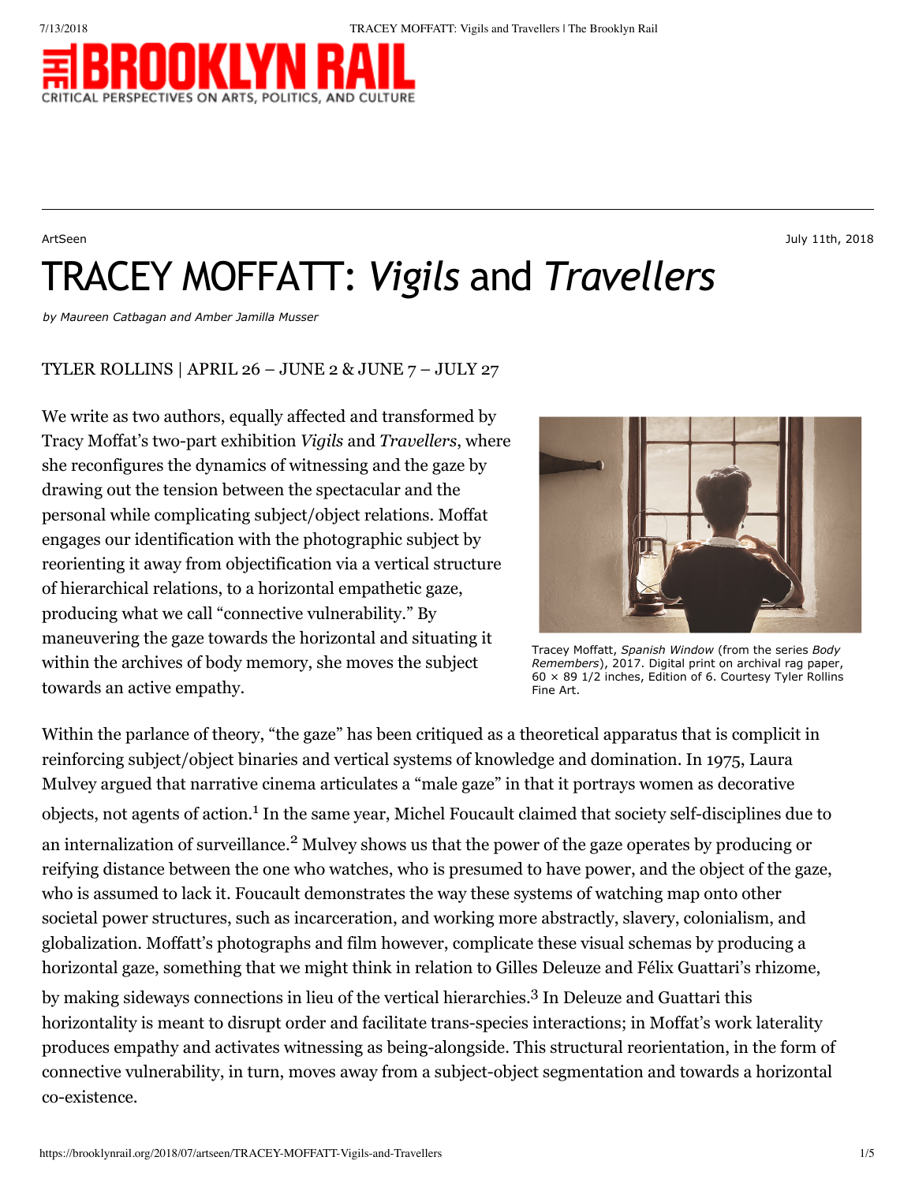ArtSeen

July 11th, 2018

# TRACEY MOFFATT: *Vigils* and *Travellers*

*by Maureen Catbagan and Amber Jamilla Musser*

TYLER ROLLINS | APRIL 26 – JUNE 2 & JUNE 7 – JULY 27

We write as two authors, equally affected and transformed by Tracy Moffat's two-part exhibition *Vigils* and *Travellers*, where she reconfigures the dynamics of witnessing and the gaze by drawing out the tension between the spectacular and the personal while complicating subject/object relations. Moffat engages our identification with the photographic subject by reorienting it away from objectification via a vertical structure of hierarchical relations, to a horizontal empathetic gaze, producing what we call "connective vulnerability." By maneuvering the gaze towards the horizontal and situating it within the archives of body memory, she moves the subject towards an active empathy.

Tracey Moffatt, *Spanish Window* (from the series *Body Remembers*), 2017. Digital print on archival rag paper, 60 × 89 1/2 inches, Edition of 6. Courtesy Tyler Rollins Fine Art.

Within the parlance of theory, "the gaze" has been critiqued as a theoretical apparatus that is complicit in reinforcing subject/object binaries and vertical systems of knowledge and domination. In 1975, Laura Mulvey argued that narrative cinema articulates a "male gaze" in that it portrays women as decorative objects, not agents of action.[1] In the same year, Michel Foucault claimed that society self-disciplines due to an internalization of surveillance.[2] Mulvey shows us that the power of the gaze operates by producing or reifying distance between the one who watches, who is presumed to have power, and the object of the gaze, who is assumed to lack it. Foucault demonstrates the way these systems of watching map onto other societal power structures, such as incarceration, and working more abstractly, slavery, colonialism, and globalization. Moffatt's photographs and film however, complicate these visual schemas by producing a horizontal gaze, something that we might think in relation to Gilles Deleuze and Félix Guattari's rhizome, by making sideways connections in lieu of the vertical hierarchies.[3] In Deleuze and Guattari this horizontality is meant to disrupt order and facilitate trans-species interactions; in Moffat's work laterality produces empathy and activates witnessing as being-alongside. This structural reorientation, in the form of connective vulnerability, in turn, moves away from a subject-object segmentation and towards a horizontal co-existence.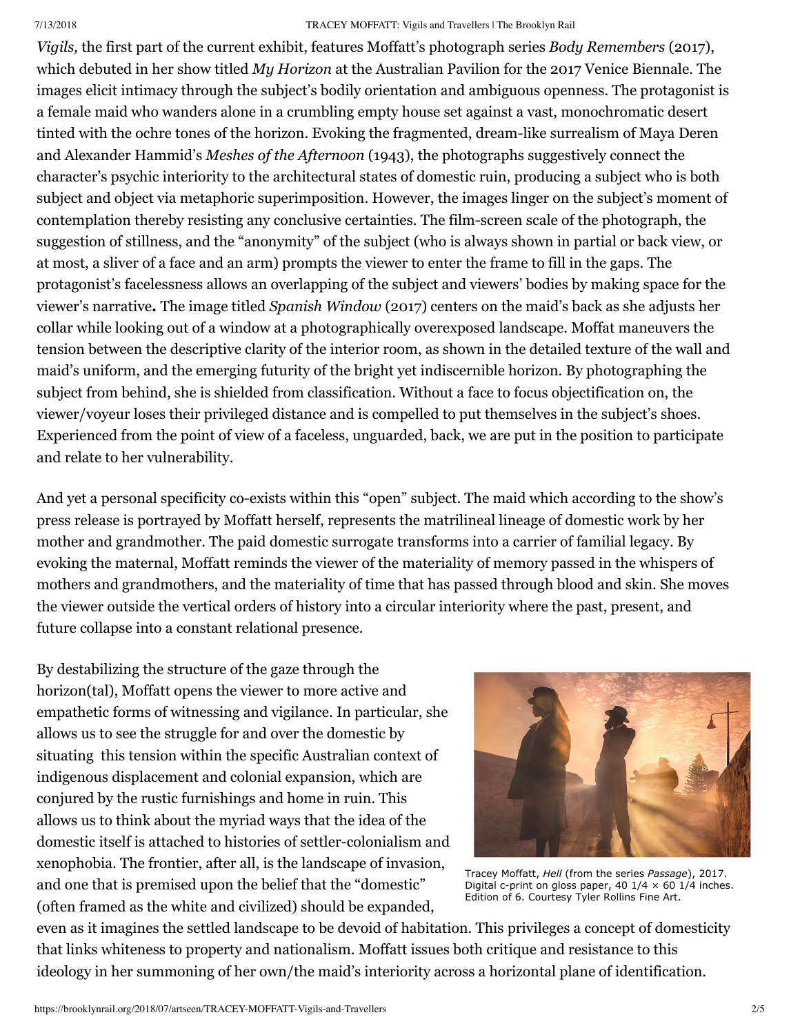*Vigils,* the first part of the current exhibit, features Moffatt's photograph series *Body Remembers* (2017), which debuted in her show titled *My Horizon* at the Australian Pavilion for the 2017 Venice Biennale. The images elicit intimacy through the subject's bodily orientation and ambiguous openness. The protagonist is a female maid who wanders alone in a crumbling empty house set against a vast, monochromatic desert tinted with the ochre tones of the horizon. Evoking the fragmented, dream-like surrealism of Maya Deren and Alexander Hammid's *Meshes of the Afternoon* (1943), the photographs suggestively connect the character's psychic interiority to the architectural states of domestic ruin, producing a subject who is both subject and object via metaphoric superimposition. However, the images linger on the subject's moment of contemplation thereby resisting any conclusive certainties. The film-screen scale of the photograph, the suggestion of stillness, and the "anonymity" of the subject (who is always shown in partial or back view, or at most, a sliver of a face and an arm) prompts the viewer to enter the frame to fill in the gaps. The protagonist's facelessness allows an overlapping of the subject and viewers' bodies by making space for the viewer's narrative**.** The image titled *Spanish Window* (2017) centers on the maid's back as she adjusts her collar while looking out of a window at a photographically overexposed landscape. Moffat maneuvers the tension between the descriptive clarity of the interior room, as shown in the detailed texture of the wall and maid's uniform, and the emerging futurity of the bright yet indiscernible horizon. By photographing the subject from behind, she is shielded from classification. Without a face to focus objectification on, the viewer/voyeur loses their privileged distance and is compelled to put themselves in the subject's shoes. Experienced from the point of view of a faceless, unguarded, back, we are put in the position to participate and relate to her vulnerability.

And yet a personal specificity co-exists within this "open" subject. The maid which according to the show's press release is portrayed by Moffatt herself, represents the matrilineal lineage of domestic work by her mother and grandmother. The paid domestic surrogate transforms into a carrier of familial legacy. By evoking the maternal, Moffatt reminds the viewer of the materiality of memory passed in the whispers of mothers and grandmothers, and the materiality of time that has passed through blood and skin. She moves the viewer outside the vertical orders of history into a circular interiority where the past, present, and future collapse into a constant relational presence.

By destabilizing the structure of the gaze through the horizon(tal), Moffatt opens the viewer to more active and empathetic forms of witnessing and vigilance. In particular, she allows us to see the struggle for and over the domestic by situating this tension within the specific Australian context of indigenous displacement and colonial expansion, which are conjured by the rustic furnishings and home in ruin. This allows us to think about the myriad ways that the idea of the domestic itself is attached to histories of settler-colonialism and xenophobia. The frontier, after all, is the landscape of invasion, and one that is premised upon the belief that the "domestic" (often framed as the white and civilized) should be expanded, even as it imagines the settled landscape to be devoid of habitation. This privileges a concept of domesticity that links whiteness to property and nationalism. Moffatt issues both critique and resistance to this ideology in her summoning of her own/the maid's interiority across a horizontal plane of identification.

Tracey Moffatt, *Hell* (from the series *Passage*), 2017. Digital c-print on gloss paper, 40 1/4 × 60 1/4 inches. Edition of 6. Courtesy Tyler Rollins Fine Art.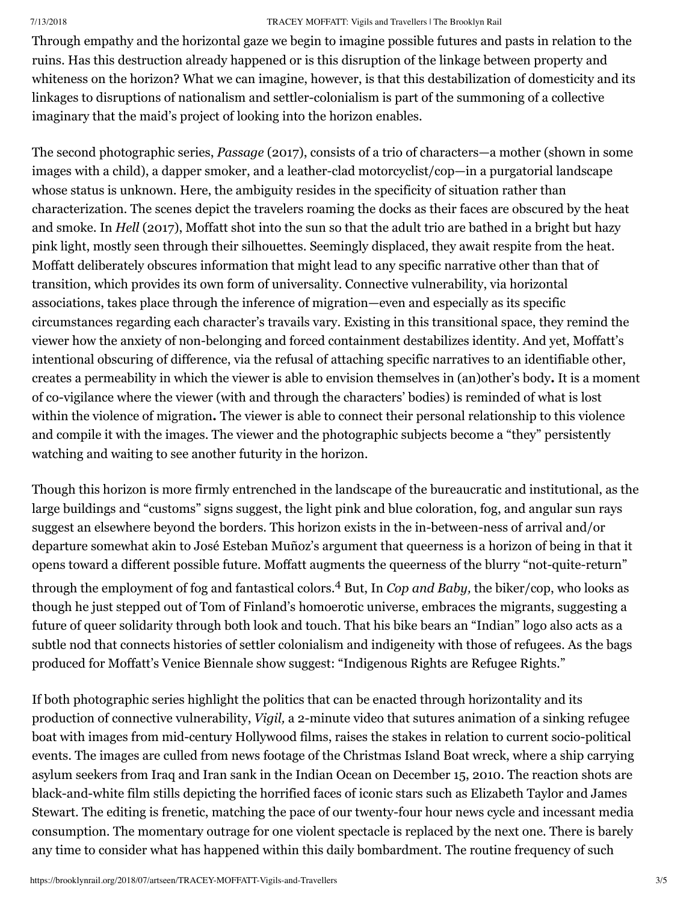Through empathy and the horizontal gaze we begin to imagine possible futures and pasts in relation to the ruins. Has this destruction already happened or is this disruption of the linkage between property and whiteness on the horizon? What we can imagine, however, is that this destabilization of domesticity and its linkages to disruptions of nationalism and settler-colonialism is part of the summoning of a collective imaginary that the maid's project of looking into the horizon enables.

The second photographic series, *Passage* (2017), consists of a trio of characters—a mother (shown in some images with a child), a dapper smoker, and a leather-clad motorcyclist/cop—in a purgatorial landscape whose status is unknown. Here, the ambiguity resides in the specificity of situation rather than characterization. The scenes depict the travelers roaming the docks as their faces are obscured by the heat and smoke. In *Hell* (2017), Moffatt shot into the sun so that the adult trio are bathed in a bright but hazy pink light, mostly seen through their silhouettes. Seemingly displaced, they await respite from the heat. Moffatt deliberately obscures information that might lead to any specific narrative other than that of transition, which provides its own form of universality. Connective vulnerability, via horizontal associations, takes place through the inference of migration—even and especially as its specific circumstances regarding each character's travails vary. Existing in this transitional space, they remind the viewer how the anxiety of non-belonging and forced containment destabilizes identity. And yet, Moffatt's intentional obscuring of difference, via the refusal of attaching specific narratives to an identifiable other, creates a permeability in which the viewer is able to envision themselves in (an)other's body**.** It is a moment of co-vigilance where the viewer (with and through the characters' bodies) is reminded of what is lost within the violence of migration**.** The viewer is able to connect their personal relationship to this violence and compile it with the images. The viewer and the photographic subjects become a "they" persistently watching and waiting to see another futurity in the horizon.

Though this horizon is more firmly entrenched in the landscape of the bureaucratic and institutional, as the large buildings and "customs" signs suggest, the light pink and blue coloration, fog, and angular sun rays suggest an elsewhere beyond the borders. This horizon exists in the in-between-ness of arrival and/or departure somewhat akin to José Esteban Muñoz's argument that queerness is a horizon of being in that it opens toward a different possible future. Moffatt augments the queerness of the blurry "not-quite-return" through the employment of fog and fantastical colors.[4] But, In *Cop and Baby,* the biker/cop, who looks as though he just stepped out of Tom of Finland's homoerotic universe, embraces the migrants, suggesting a future of queer solidarity through both look and touch. That his bike bears an "Indian" logo also acts as a subtle nod that connects histories of settler colonialism and indigeneity with those of refugees. As the bags produced for Moffatt's Venice Biennale show suggest: "Indigenous Rights are Refugee Rights."

If both photographic series highlight the politics that can be enacted through horizontality and its production of connective vulnerability, *Vigil,* a 2-minute video that sutures animation of a sinking refugee boat with images from mid-century Hollywood films, raises the stakes in relation to current socio-political events. The images are culled from news footage of the Christmas Island Boat wreck, where a ship carrying asylum seekers from Iraq and Iran sank in the Indian Ocean on December 15, 2010. The reaction shots are black-and-white film stills depicting the horrified faces of iconic stars such as Elizabeth Taylor and James Stewart. The editing is frenetic, matching the pace of our twenty-four hour news cycle and incessant media consumption. The momentary outrage for one violent spectacle is replaced by the next one. There is barely any time to consider what has happened within this daily bombardment. The routine frequency of such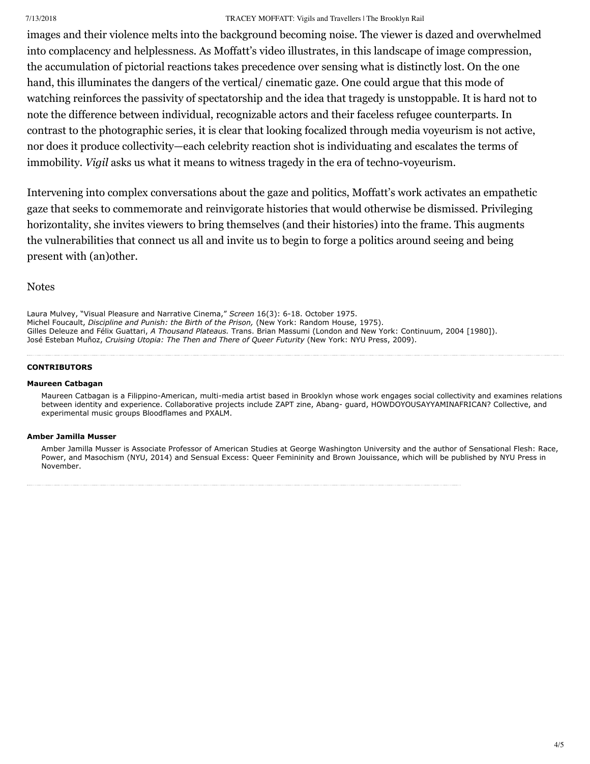images and their violence melts into the background becoming noise. The viewer is dazed and overwhelmed into complacency and helplessness. As Moffatt's video illustrates, in this landscape of image compression, the accumulation of pictorial reactions takes precedence over sensing what is distinctly lost. On the one hand, this illuminates the dangers of the vertical/ cinematic gaze. One could argue that this mode of watching reinforces the passivity of spectatorship and the idea that tragedy is unstoppable. It is hard not to note the difference between individual, recognizable actors and their faceless refugee counterparts. In contrast to the photographic series, it is clear that looking focalized through media voyeurism is not active, nor does it produce collectivity—each celebrity reaction shot is individuating and escalates the terms of immobility. *Vigil* asks us what it means to witness tragedy in the era of techno-voyeurism.

Intervening into complex conversations about the gaze and politics, Moffatt's work activates an empathetic gaze that seeks to commemorate and reinvigorate histories that would otherwise be dismissed. Privileging horizontality, she invites viewers to bring themselves (and their histories) into the frame. This augments the vulnerabilities that connect us all and invite us to begin to forge a politics around seeing and being present with (an)other.

## Notes

Laura Mulvey, "Visual Pleasure and Narrative Cinema," *Screen* 16(3): 6-18. October 1975.
Michel Foucault, *Discipline and Punish: the Birth of the Prison,* (New York: Random House, 1975).
Gilles Deleuze and Félix Guattari, *A Thousand Plateaus.* Trans. Brian Massumi (London and New York: Continuum, 2004 [1980]).
José Esteban Muñoz, *Cruising Utopia: The Then and There of Queer Futurity* (New York: NYU Press, 2009).

### CONTRIBUTORS

**Maureen Catbagan**

Maureen Catbagan is a Filipino-American, multi-media artist based in Brooklyn whose work engages social collectivity and examines relations between identity and experience. Collaborative projects include ZAPT zine, Abang- guard, HOWDOYOUSAYYAMINAFRICAN? Collective, and experimental music groups Bloodflames and PXALM.

**Amber Jamilla Musser**

Amber Jamilla Musser is Associate Professor of American Studies at George Washington University and the author of Sensational Flesh: Race, Power, and Masochism (NYU, 2014) and Sensual Excess: Queer Femininity and Brown Jouissance, which will be published by NYU Press in November.